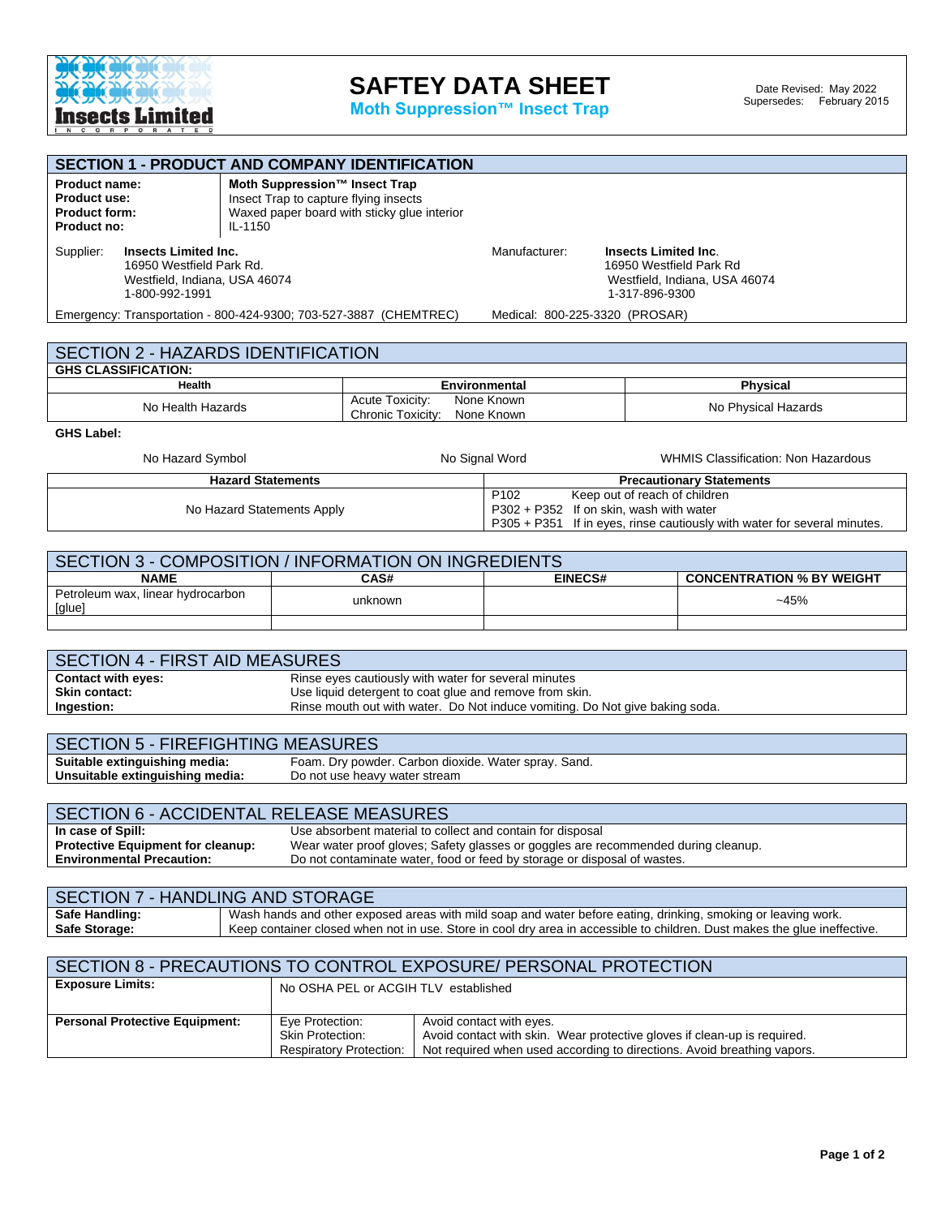# SAFTEY DATA SHEET

**Moth Suppression™ Insect Trap**

Date Revised: May 2022
Supersedes: February 2015

## SECTION 1 - PRODUCT AND COMPANY IDENTIFICATION

| | |
|---|---|
| **Product name:** | **Moth Suppression™ Insect Trap** |
| **Product use:** | Insect Trap to capture flying insects |
| **Product form:** | Waxed paper board with sticky glue interior |
| **Product no:** | IL-1150 |

Supplier: **Insects Limited Inc.**
16950 Westfield Park Rd.
Westfield, Indiana, USA 46074
1-800-992-1991

Manufacturer: **Insects Limited Inc**.
16950 Westfield Park Rd
Westfield, Indiana, USA 46074
1-317-896-9300

Emergency: Transportation - 800-424-9300; 703-527-3887 (CHEMTREC)

Medical: 800-225-3320 (PROSAR)

## SECTION 2 - HAZARDS IDENTIFICATION

**GHS CLASSIFICATION:**

| Health | Environmental | Physical |
|---|---|---|
| No Health Hazards | Acute Toxicity: None Known<br>Chronic Toxicity: None Known | No Physical Hazards |

**GHS Label:**

No Hazard Symbol — No Signal Word — WHMIS Classification: Non Hazardous

| Hazard Statements | Precautionary Statements |
|---|---|
| No Hazard Statements Apply | P102 Keep out of reach of children<br>P302 + P352 If on skin, wash with water<br>P305 + P351 If in eyes, rinse cautiously with water for several minutes. |

## SECTION 3 - COMPOSITION / INFORMATION ON INGREDIENTS

| NAME | CAS# | EINECS# | CONCENTRATION % BY WEIGHT |
|---|---|---|---|
| Petroleum wax, linear hydrocarbon [glue] | unknown | | ~45% |
| | | | |

## SECTION 4 - FIRST AID MEASURES

| | |
|---|---|
| **Contact with eyes:** | Rinse eyes cautiously with water for several minutes |
| **Skin contact:** | Use liquid detergent to coat glue and remove from skin. |
| **Ingestion:** | Rinse mouth out with water. Do Not induce vomiting. Do Not give baking soda. |

## SECTION 5 - FIREFIGHTING MEASURES

| | |
|---|---|
| **Suitable extinguishing media:** | Foam. Dry powder. Carbon dioxide. Water spray. Sand. |
| **Unsuitable extinguishing media:** | Do not use heavy water stream |

## SECTION 6 - ACCIDENTAL RELEASE MEASURES

| | |
|---|---|
| **In case of Spill:** | Use absorbent material to collect and contain for disposal |
| **Protective Equipment for cleanup:** | Wear water proof gloves; Safety glasses or goggles are recommended during cleanup. |
| **Environmental Precaution:** | Do not contaminate water, food or feed by storage or disposal of wastes. |

## SECTION 7 - HANDLING AND STORAGE

| | |
|---|---|
| **Safe Handling:** | Wash hands and other exposed areas with mild soap and water before eating, drinking, smoking or leaving work. |
| **Safe Storage:** | Keep container closed when not in use. Store in cool dry area in accessible to children. Dust makes the glue ineffective. |

## SECTION 8 - PRECAUTIONS TO CONTROL EXPOSURE/ PERSONAL PROTECTION

| | | |
|---|---|---|
| **Exposure Limits:** | No OSHA PEL or ACGIH TLV established | |
| **Personal Protective Equipment:** | Eye Protection:<br>Skin Protection:<br>Respiratory Protection: | Avoid contact with eyes.<br>Avoid contact with skin. Wear protective gloves if clean-up is required.<br>Not required when used according to directions. Avoid breathing vapors. |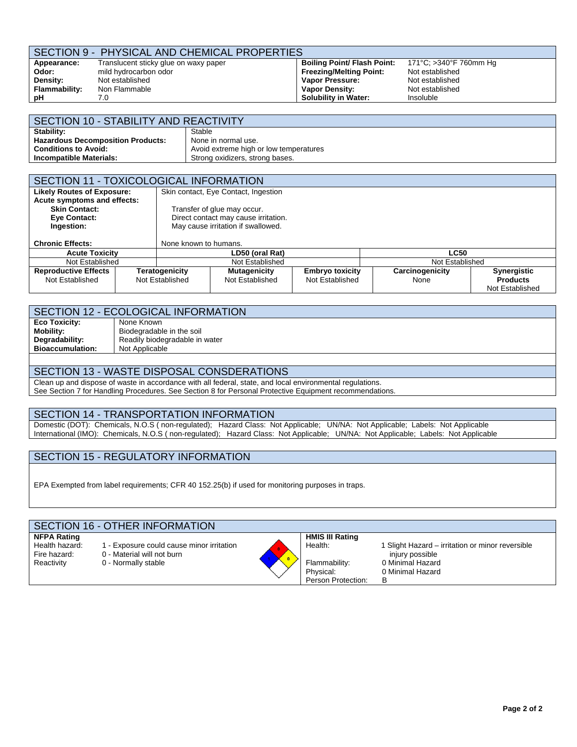## SECTION 9 - PHYSICAL AND CHEMICAL PROPERTIES

| | | | |
|---|---|---|---|
| **Appearance:** | Translucent sticky glue on waxy paper | **Boiling Point/ Flash Point:** | 171°C; >340°F 760mm Hg |
| **Odor:** | mild hydrocarbon odor | **Freezing/Melting Point:** | Not established |
| **Density:** | Not established | **Vapor Pressure:** | Not established |
| **Flammability:** | Non Flammable | **Vapor Density:** | Not established |
| **pH** | 7.0 | **Solubility in Water:** | Insoluble |

## SECTION 10 - STABILITY AND REACTIVITY

| | |
|---|---|
| **Stability:** | Stable |
| **Hazardous Decomposition Products:** | None in normal use. |
| **Conditions to Avoid:** | Avoid extreme high or low temperatures |
| **Incompatible Materials:** | Strong oxidizers, strong bases. |

## SECTION 11 - TOXICOLOGICAL INFORMATION

| | |
|---|---|
| **Likely Routes of Exposure:** | Skin contact, Eye Contact, Ingestion |
| **Acute symptoms and effects:** | |
| **Skin Contact:** | Transfer of glue may occur. |
| **Eye Contact:** | Direct contact may cause irritation. |
| **Ingestion:** | May cause irritation if swallowed. |
| **Chronic Effects:** | None known to humans. |

| Acute Toxicity | LD50 (oral Rat) | LC50 |
|---|---|---|
| Not Established | Not Established | Not Established |

| Reproductive Effects | Teratogenicity | Mutagenicity | Embryo toxicity | Carcinogenicity | Synergistic Products |
|---|---|---|---|---|---|
| Not Established | Not Established | Not Established | Not Established | None | Not Established |

## SECTION 12 - ECOLOGICAL INFORMATION

| | |
|---|---|
| **Eco Toxicity:** | None Known |
| **Mobility:** | Biodegradable in the soil |
| **Degradability:** | Readily biodegradable in water |
| **Bioaccumulation:** | Not Applicable |

## SECTION 13 - WASTE DISPOSAL CONSDERATIONS

Clean up and dispose of waste in accordance with all federal, state, and local environmental regulations.
See Section 7 for Handling Procedures. See Section 8 for Personal Protective Equipment recommendations.

## SECTION 14 - TRANSPORTATION INFORMATION

Domestic (DOT): Chemicals, N.O.S ( non-regulated); Hazard Class: Not Applicable; UN/NA: Not Applicable; Labels: Not Applicable
International (IMO): Chemicals, N.O.S ( non-regulated); Hazard Class: Not Applicable; UN/NA: Not Applicable; Labels: Not Applicable

## SECTION 15 - REGULATORY INFORMATION

EPA Exempted from label requirements; CFR 40 152.25(b) if used for monitoring purposes in traps.

## SECTION 16 - OTHER INFORMATION

**NFPA Rating**

| | |
|---|---|
| Health hazard: | 1 - Exposure could cause minor irritation |
| Fire hazard: | 0 - Material will not burn |
| Reactivity | 0 - Normally stable |

**HMIS III Rating**

| | |
|---|---|
| Health: | 1 Slight Hazard – irritation or minor reversible injury possible |
| Flammability: | 0 Minimal Hazard |
| Physical: | 0 Minimal Hazard |
| Person Protection: | B |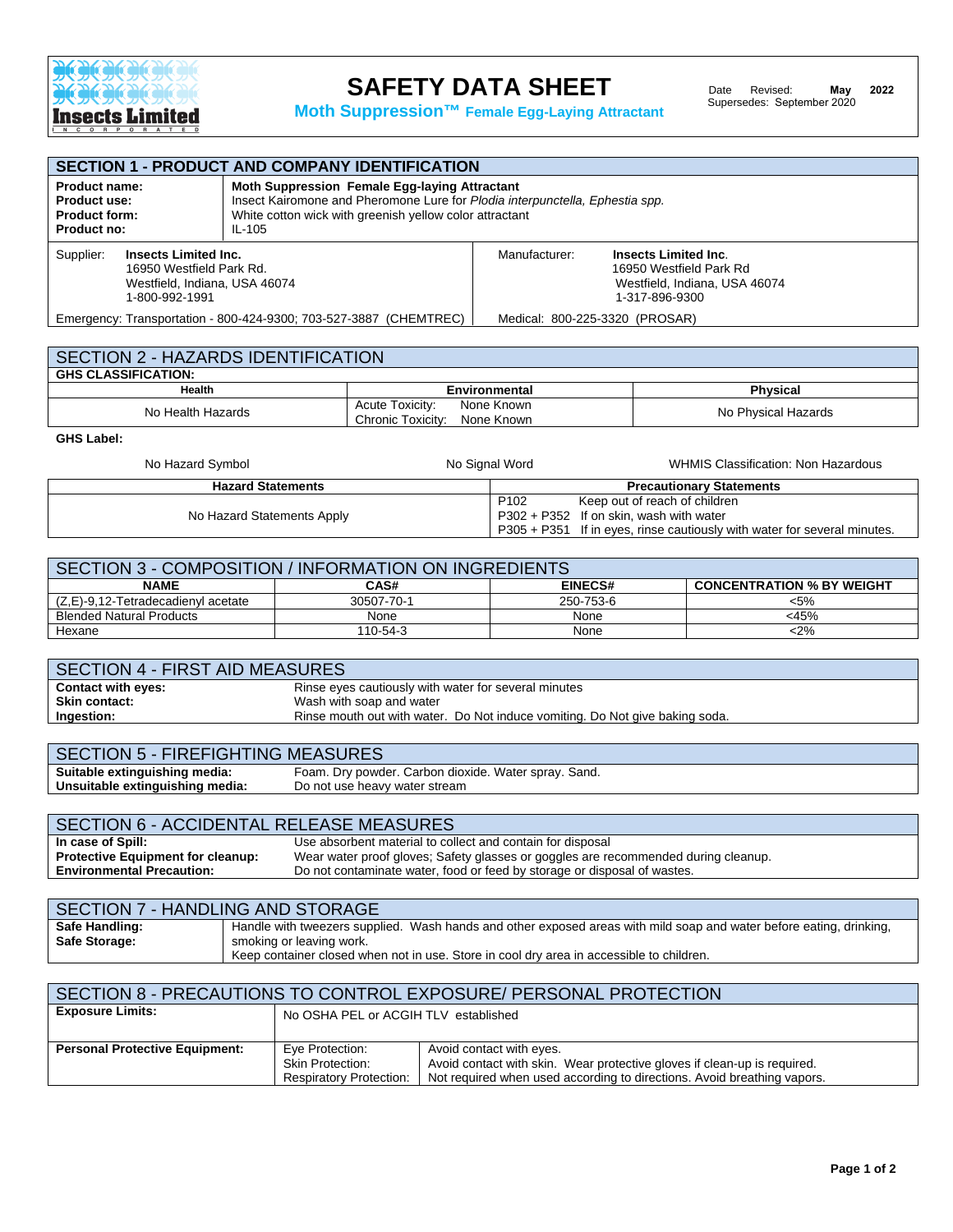# SAFETY DATA SHEET

**Moth Suppression™ Female Egg-Laying Attractant**

Date Revised: **May 2022**
Supersedes: September 2020

## SECTION 1 - PRODUCT AND COMPANY IDENTIFICATION

| | |
|---|---|
| **Product name:** | **Moth Suppression Female Egg-laying Attractant** |
| **Product use:** | Insect Kairomone and Pheromone Lure for *Plodia interpunctella, Ephestia spp.* |
| **Product form:** | White cotton wick with greenish yellow color attractant |
| **Product no:** | IL-105 |

| | |
|---|---|
| Supplier: **Insects Limited Inc.**<br>16950 Westfield Park Rd.<br>Westfield, Indiana, USA 46074<br>1-800-992-1991 | Manufacturer: **Insects Limited Inc.**<br>16950 Westfield Park Rd<br>Westfield, Indiana, USA 46074<br>1-317-896-9300 |
| Emergency: Transportation - 800-424-9300; 703-527-3887 (CHEMTREC) | Medical: 800-225-3320 (PROSAR) |

## SECTION 2 - HAZARDS IDENTIFICATION

**GHS CLASSIFICATION:**

| Health | Environmental | Physical |
|---|---|---|
| No Health Hazards | Acute Toxicity: None Known<br>Chronic Toxicity: None Known | No Physical Hazards |

**GHS Label:**

No Hazard Symbol — No Signal Word — WHMIS Classification: Non Hazardous

| Hazard Statements | Precautionary Statements |
|---|---|
| No Hazard Statements Apply | P102 Keep out of reach of children<br>P302 + P352 If on skin, wash with water<br>P305 + P351 If in eyes, rinse cautiously with water for several minutes. |

## SECTION 3 - COMPOSITION / INFORMATION ON INGREDIENTS

| NAME | CAS# | EINECS# | CONCENTRATION % BY WEIGHT |
|---|---|---|---|
| (Z,E)-9,12-Tetradecadienyl acetate | 30507-70-1 | 250-753-6 | <5% |
| Blended Natural Products | None | None | <45% |
| Hexane | 110-54-3 | None | <2% |

## SECTION 4 - FIRST AID MEASURES

| | |
|---|---|
| **Contact with eyes:** | Rinse eyes cautiously with water for several minutes |
| **Skin contact:** | Wash with soap and water |
| **Ingestion:** | Rinse mouth out with water. Do Not induce vomiting. Do Not give baking soda. |

## SECTION 5 - FIREFIGHTING MEASURES

| | |
|---|---|
| **Suitable extinguishing media:** | Foam. Dry powder. Carbon dioxide. Water spray. Sand. |
| **Unsuitable extinguishing media:** | Do not use heavy water stream |

## SECTION 6 - ACCIDENTAL RELEASE MEASURES

| | |
|---|---|
| **In case of Spill:** | Use absorbent material to collect and contain for disposal |
| **Protective Equipment for cleanup:** | Wear water proof gloves; Safety glasses or goggles are recommended during cleanup. |
| **Environmental Precaution:** | Do not contaminate water, food or feed by storage or disposal of wastes. |

## SECTION 7 - HANDLING AND STORAGE

| | |
|---|---|
| **Safe Handling:** | Handle with tweezers supplied. Wash hands and other exposed areas with mild soap and water before eating, drinking, smoking or leaving work. |
| **Safe Storage:** | Keep container closed when not in use. Store in cool dry area in accessible to children. |

## SECTION 8 - PRECAUTIONS TO CONTROL EXPOSURE/ PERSONAL PROTECTION

| | | |
|---|---|---|
| **Exposure Limits:** | No OSHA PEL or ACGIH TLV established | |
| **Personal Protective Equipment:** | Eye Protection: | Avoid contact with eyes. |
| | Skin Protection: | Avoid contact with skin. Wear protective gloves if clean-up is required. |
| | Respiratory Protection: | Not required when used according to directions. Avoid breathing vapors. |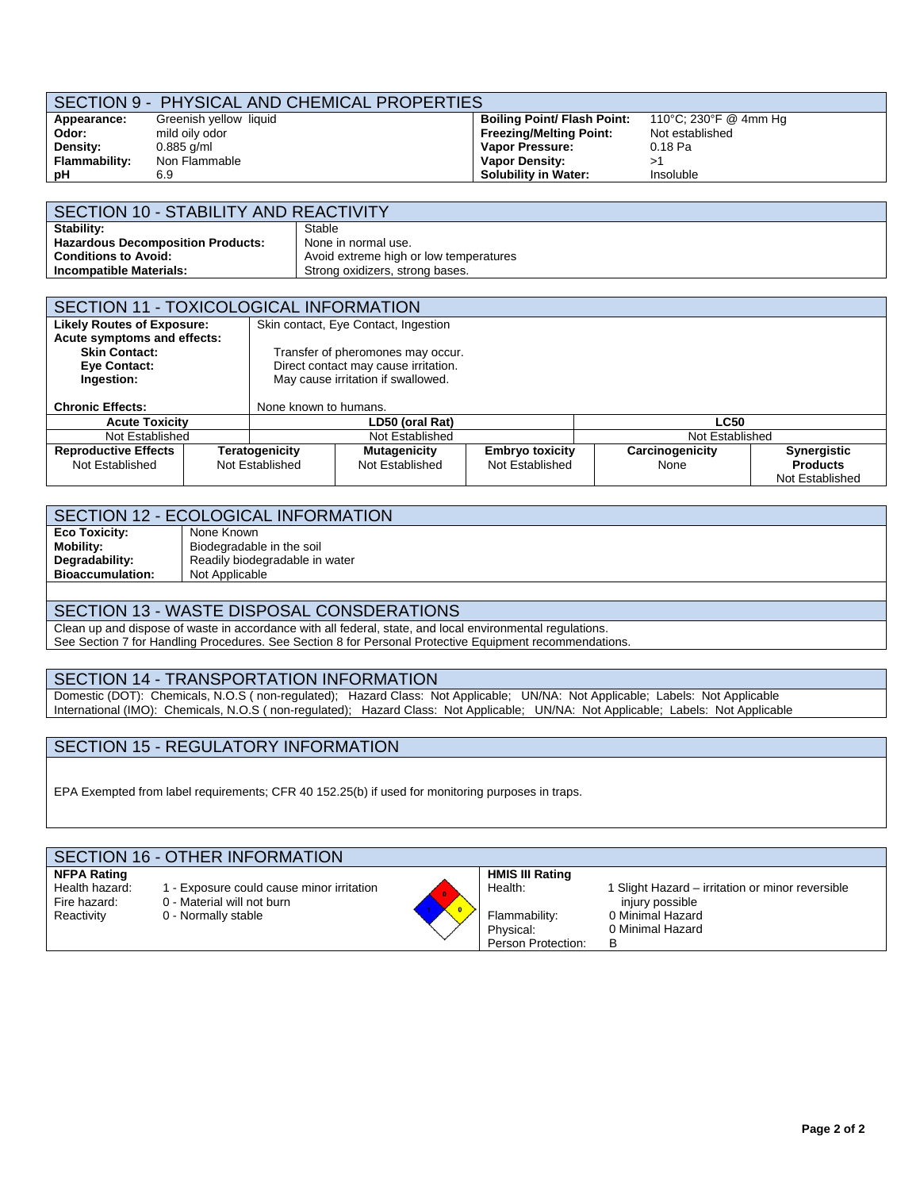## SECTION 9 - PHYSICAL AND CHEMICAL PROPERTIES

| | | | |
|---|---|---|---|
| **Appearance:** | Greenish yellow liquid | **Boiling Point/ Flash Point:** | 110°C; 230°F @ 4mm Hg |
| **Odor:** | mild oily odor | **Freezing/Melting Point:** | Not established |
| **Density:** | 0.885 g/ml | **Vapor Pressure:** | 0.18 Pa |
| **Flammability:** | Non Flammable | **Vapor Density:** | >1 |
| **pH** | 6.9 | **Solubility in Water:** | Insoluble |

## SECTION 10 - STABILITY AND REACTIVITY

| | |
|---|---|
| **Stability:** | Stable |
| **Hazardous Decomposition Products:** | None in normal use. |
| **Conditions to Avoid:** | Avoid extreme high or low temperatures |
| **Incompatible Materials:** | Strong oxidizers, strong bases. |

## SECTION 11 - TOXICOLOGICAL INFORMATION

**Likely Routes of Exposure:** Skin contact, Eye Contact, Ingestion

**Acute symptoms and effects:**

- **Skin Contact:** Transfer of pheromones may occur.
- **Eye Contact:** Direct contact may cause irritation.
- **Ingestion:** May cause irritation if swallowed.

**Chronic Effects:** None known to humans.

| Acute Toxicity | LD50 (oral Rat) | LC50 |
|---|---|---|
| Not Established | Not Established | Not Established |

| Reproductive Effects | Teratogenicity | Mutagenicity | Embryo toxicity | Carcinogenicity | Synergistic Products |
|---|---|---|---|---|---|
| Not Established | Not Established | Not Established | Not Established | None | Not Established |

## SECTION 12 - ECOLOGICAL INFORMATION

| | |
|---|---|
| **Eco Toxicity:** | None Known |
| **Mobility:** | Biodegradable in the soil |
| **Degradability:** | Readily biodegradable in water |
| **Bioaccumulation:** | Not Applicable |

## SECTION 13 - WASTE DISPOSAL CONSDERATIONS

Clean up and dispose of waste in accordance with all federal, state, and local environmental regulations.
See Section 7 for Handling Procedures. See Section 8 for Personal Protective Equipment recommendations.

## SECTION 14 - TRANSPORTATION INFORMATION

Domestic (DOT): Chemicals, N.O.S ( non-regulated); Hazard Class: Not Applicable; UN/NA: Not Applicable; Labels: Not Applicable
International (IMO): Chemicals, N.O.S ( non-regulated); Hazard Class: Not Applicable; UN/NA: Not Applicable; Labels: Not Applicable

## SECTION 15 - REGULATORY INFORMATION

EPA Exempted from label requirements; CFR 40 152.25(b) if used for monitoring purposes in traps.

## SECTION 16 - OTHER INFORMATION

**NFPA Rating**

| | |
|---|---|
| Health hazard: | 1 - Exposure could cause minor irritation |
| Fire hazard: | 0 - Material will not burn |
| Reactivity | 0 - Normally stable |

**HMIS III Rating**

| | |
|---|---|
| Health: | 1 Slight Hazard – irritation or minor reversible injury possible |
| Flammability: | 0 Minimal Hazard |
| Physical: | 0 Minimal Hazard |
| Person Protection: | B |